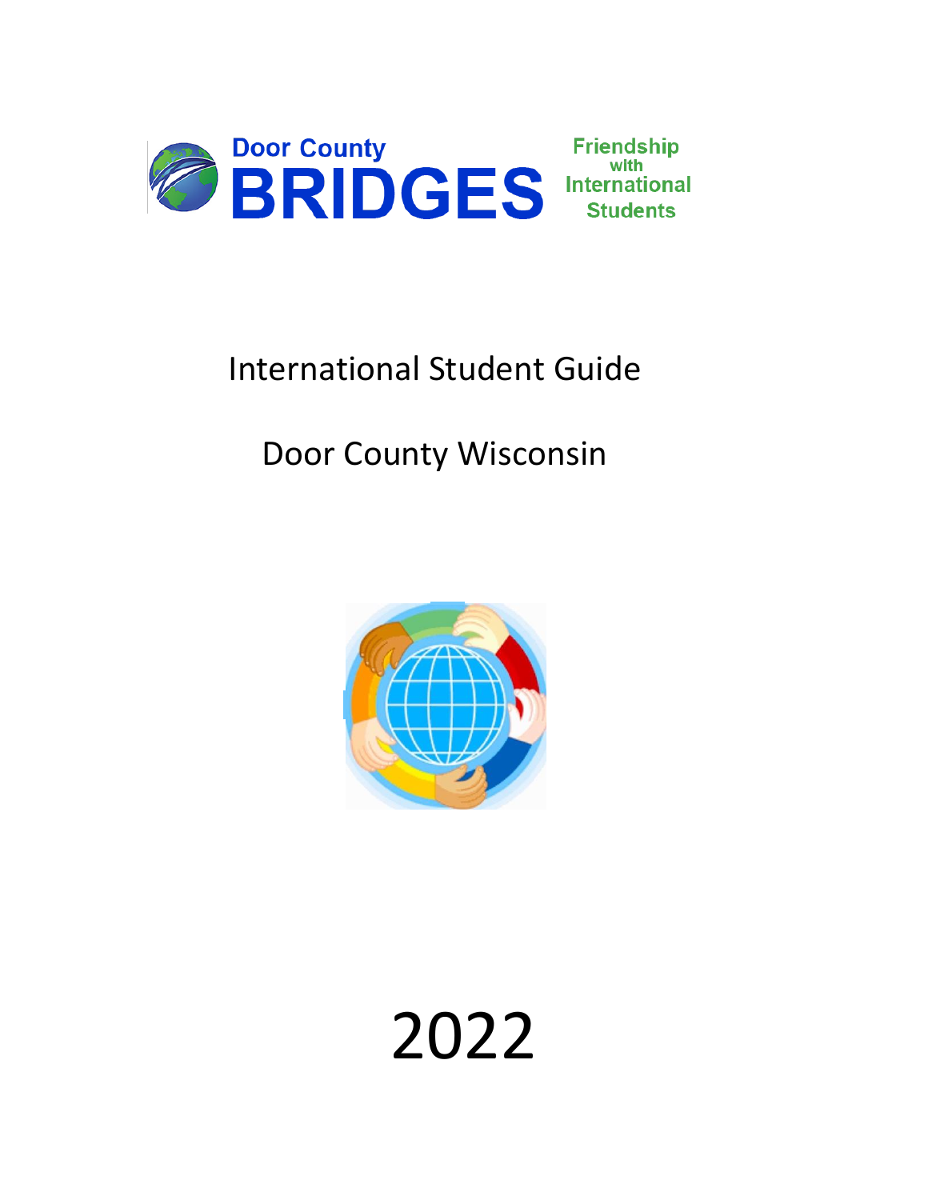Door County

# BRIDGES

Friendship with International Students

## International Student Guide

## Door County Wisconsin

# 2022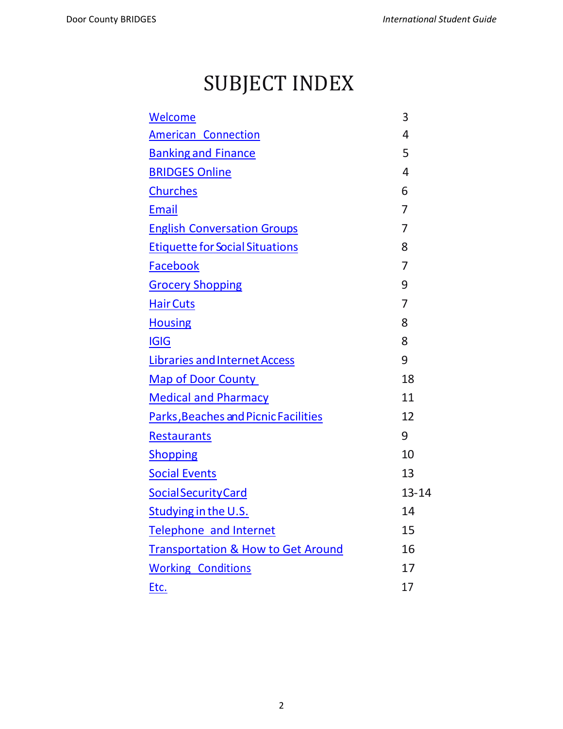# SUBJECT INDEX

| | |
|---|---|
| Welcome | 3 |
| American Connection | 4 |
| Banking and Finance | 5 |
| BRIDGES Online | 4 |
| Churches | 6 |
| Email | 7 |
| English Conversation Groups | 7 |
| Etiquette for Social Situations | 8 |
| Facebook | 7 |
| Grocery Shopping | 9 |
| Hair Cuts | 7 |
| Housing | 8 |
| IGIG | 8 |
| Libraries and Internet Access | 9 |
| Map of Door County | 18 |
| Medical and Pharmacy | 11 |
| Parks, Beaches and Picnic Facilities | 12 |
| Restaurants | 9 |
| Shopping | 10 |
| Social Events | 13 |
| Social Security Card | 13-14 |
| Studying in the U.S. | 14 |
| Telephone and Internet | 15 |
| Transportation & How to Get Around | 16 |
| Working Conditions | 17 |
| Etc. | 17 |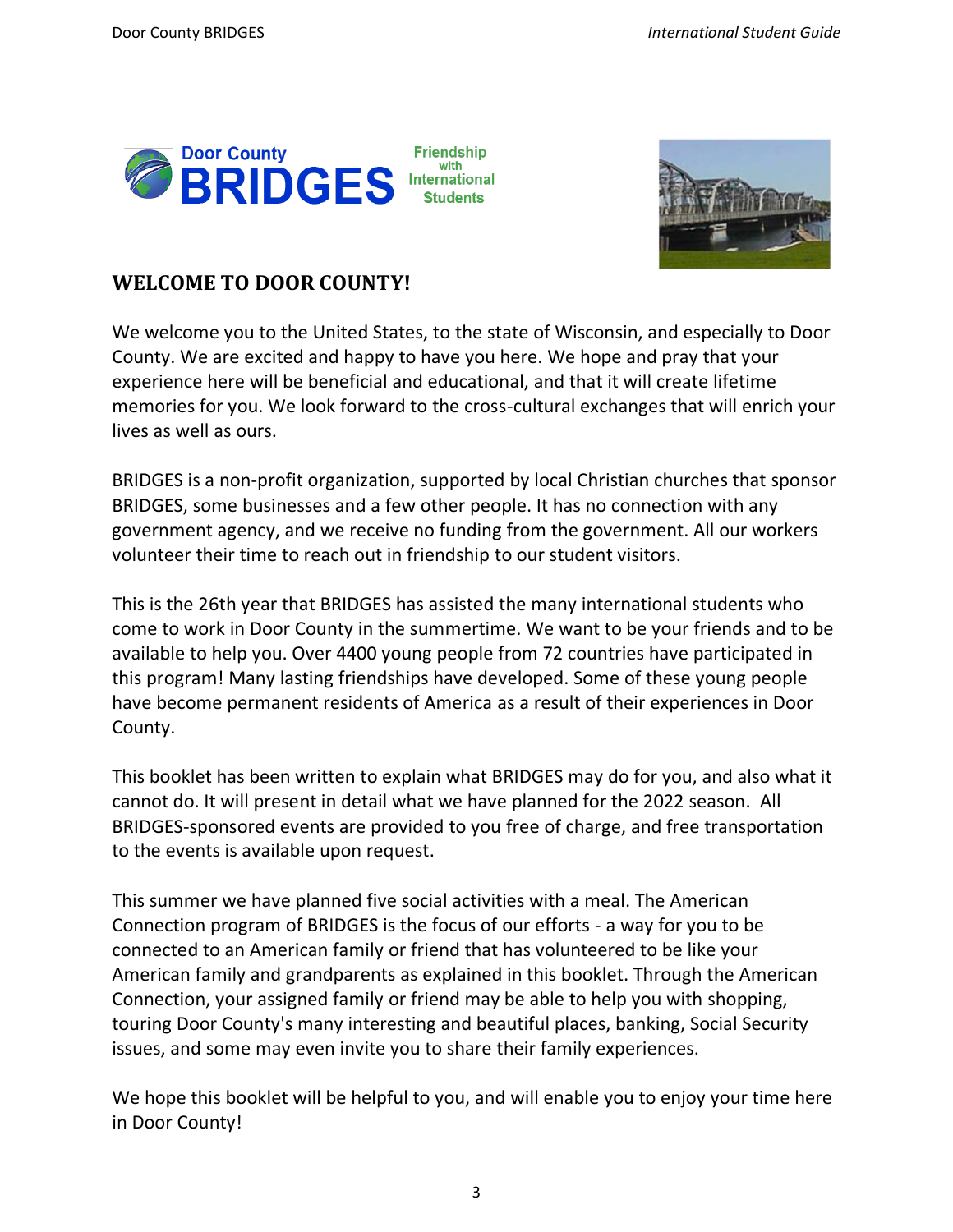# WELCOME TO DOOR COUNTY!

We welcome you to the United States, to the state of Wisconsin, and especially to Door County. We are excited and happy to have you here. We hope and pray that your experience here will be beneficial and educational, and that it will create lifetime memories for you. We look forward to the cross-cultural exchanges that will enrich your lives as well as ours.

BRIDGES is a non-profit organization, supported by local Christian churches that sponsor BRIDGES, some businesses and a few other people. It has no connection with any government agency, and we receive no funding from the government. All our workers volunteer their time to reach out in friendship to our student visitors.

This is the 26th year that BRIDGES has assisted the many international students who come to work in Door County in the summertime. We want to be your friends and to be available to help you. Over 4400 young people from 72 countries have participated in this program! Many lasting friendships have developed. Some of these young people have become permanent residents of America as a result of their experiences in Door County.

This booklet has been written to explain what BRIDGES may do for you, and also what it cannot do. It will present in detail what we have planned for the 2022 season. All BRIDGES-sponsored events are provided to you free of charge, and free transportation to the events is available upon request.

This summer we have planned five social activities with a meal. The American Connection program of BRIDGES is the focus of our efforts - a way for you to be connected to an American family or friend that has volunteered to be like your American family and grandparents as explained in this booklet. Through the American Connection, your assigned family or friend may be able to help you with shopping, touring Door County's many interesting and beautiful places, banking, Social Security issues, and some may even invite you to share their family experiences.

We hope this booklet will be helpful to you, and will enable you to enjoy your time here in Door County!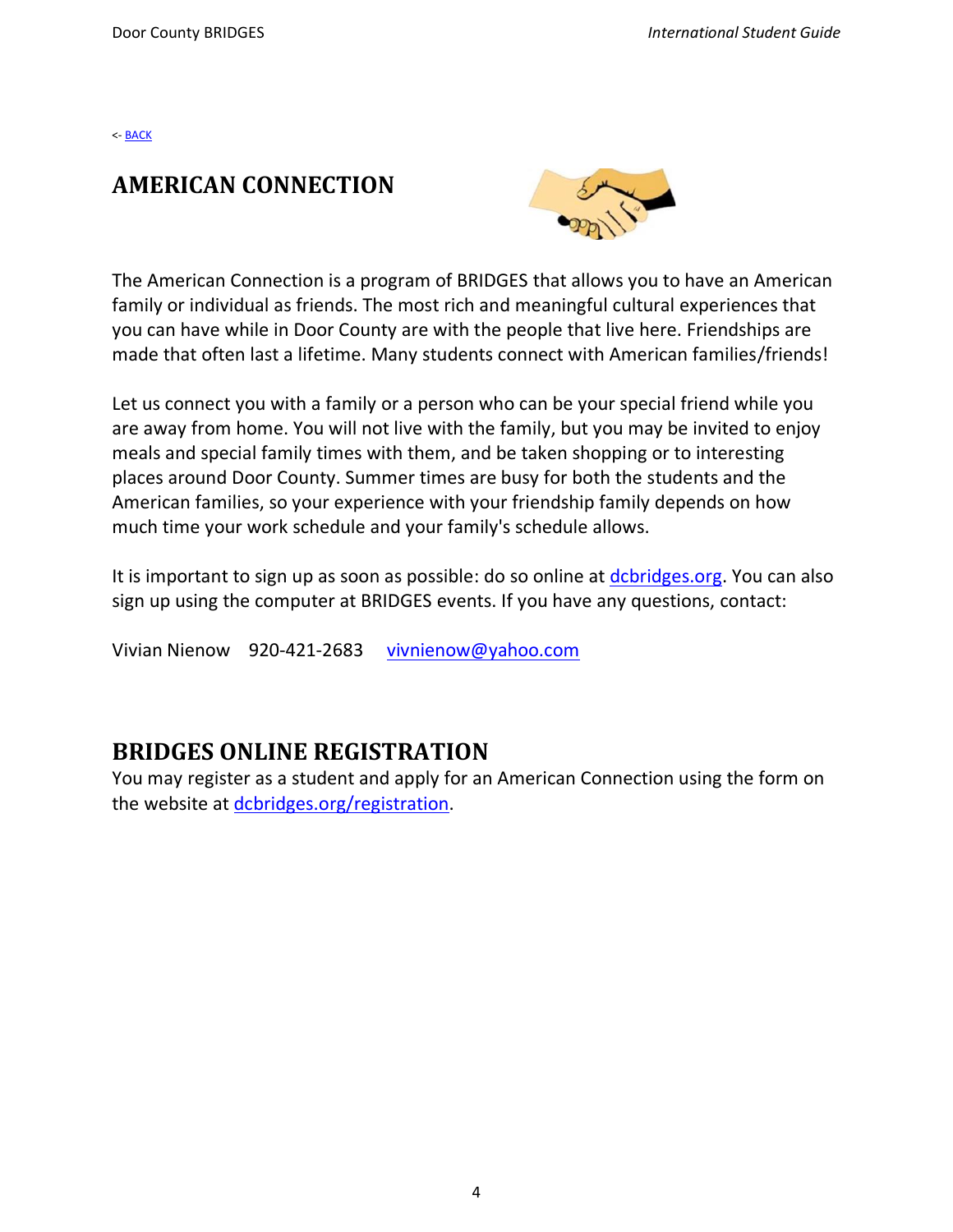<- BACK

## AMERICAN CONNECTION

The American Connection is a program of BRIDGES that allows you to have an American family or individual as friends. The most rich and meaningful cultural experiences that you can have while in Door County are with the people that live here. Friendships are made that often last a lifetime. Many students connect with American families/friends!

Let us connect you with a family or a person who can be your special friend while you are away from home. You will not live with the family, but you may be invited to enjoy meals and special family times with them, and be taken shopping or to interesting places around Door County. Summer times are busy for both the students and the American families, so your experience with your friendship family depends on how much time your work schedule and your family's schedule allows.

It is important to sign up as soon as possible: do so online at dcbridges.org. You can also sign up using the computer at BRIDGES events. If you have any questions, contact:

Vivian Nienow 920-421-2683 vivnienow@yahoo.com

## BRIDGES ONLINE REGISTRATION

You may register as a student and apply for an American Connection using the form on the website at dcbridges.org/registration.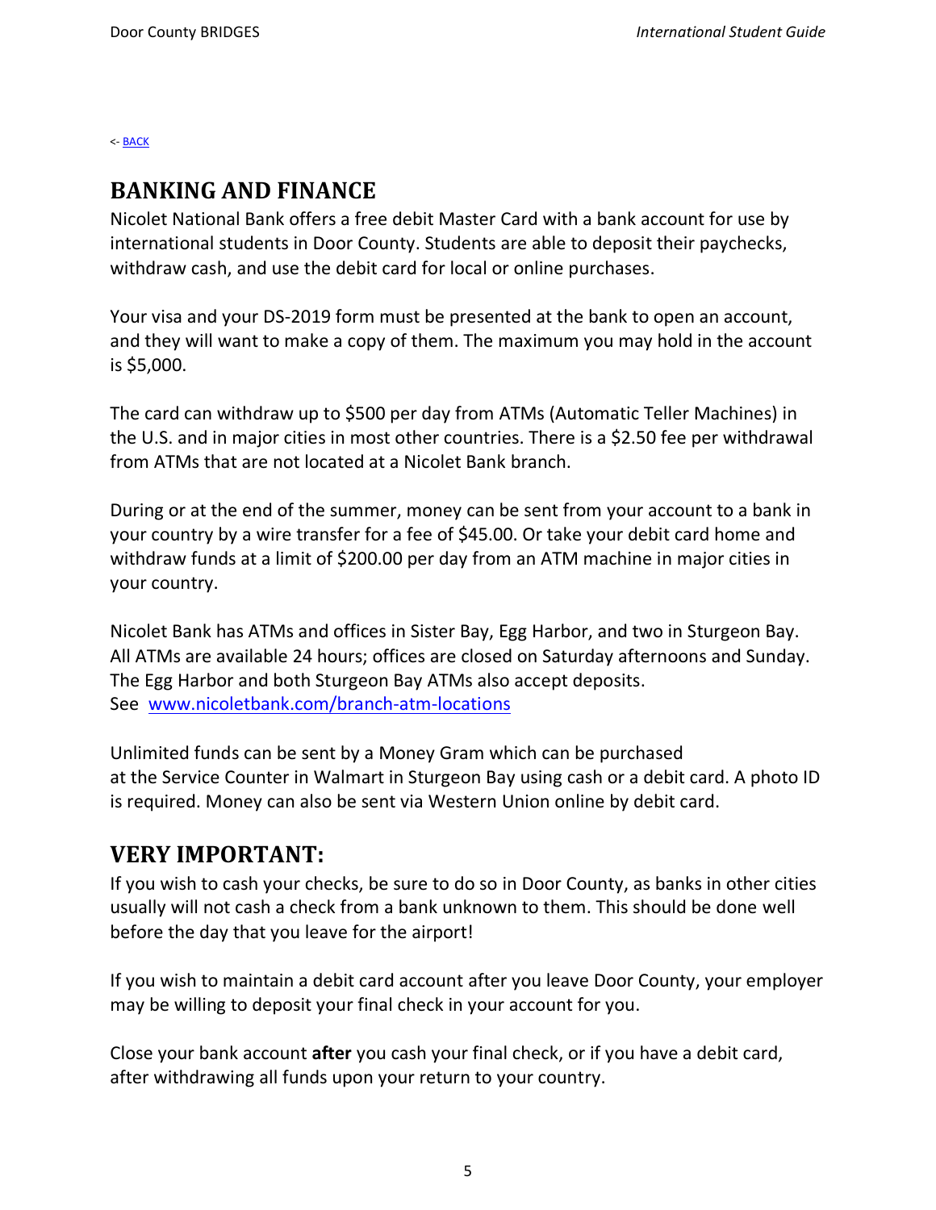<- [BACK]()

## BANKING AND FINANCE

Nicolet National Bank offers a free debit Master Card with a bank account for use by international students in Door County. Students are able to deposit their paychecks, withdraw cash, and use the debit card for local or online purchases.

Your visa and your DS-2019 form must be presented at the bank to open an account, and they will want to make a copy of them. The maximum you may hold in the account is $5,000.

The card can withdraw up to $500 per day from ATMs (Automatic Teller Machines) in the U.S. and in major cities in most other countries. There is a $2.50 fee per withdrawal from ATMs that are not located at a Nicolet Bank branch.

During or at the end of the summer, money can be sent from your account to a bank in your country by a wire transfer for a fee of $45.00. Or take your debit card home and withdraw funds at a limit of $200.00 per day from an ATM machine in major cities in your country.

Nicolet Bank has ATMs and offices in Sister Bay, Egg Harbor, and two in Sturgeon Bay. All ATMs are available 24 hours; offices are closed on Saturday afternoons and Sunday. The Egg Harbor and both Sturgeon Bay ATMs also accept deposits.
See [www.nicoletbank.com/branch-atm-locations](www.nicoletbank.com/branch-atm-locations)

Unlimited funds can be sent by a Money Gram which can be purchased at the Service Counter in Walmart in Sturgeon Bay using cash or a debit card. A photo ID is required. Money can also be sent via Western Union online by debit card.

## VERY IMPORTANT:

If you wish to cash your checks, be sure to do so in Door County, as banks in other cities usually will not cash a check from a bank unknown to them. This should be done well before the day that you leave for the airport!

If you wish to maintain a debit card account after you leave Door County, your employer may be willing to deposit your final check in your account for you.

Close your bank account **after** you cash your final check, or if you have a debit card, after withdrawing all funds upon your return to your country.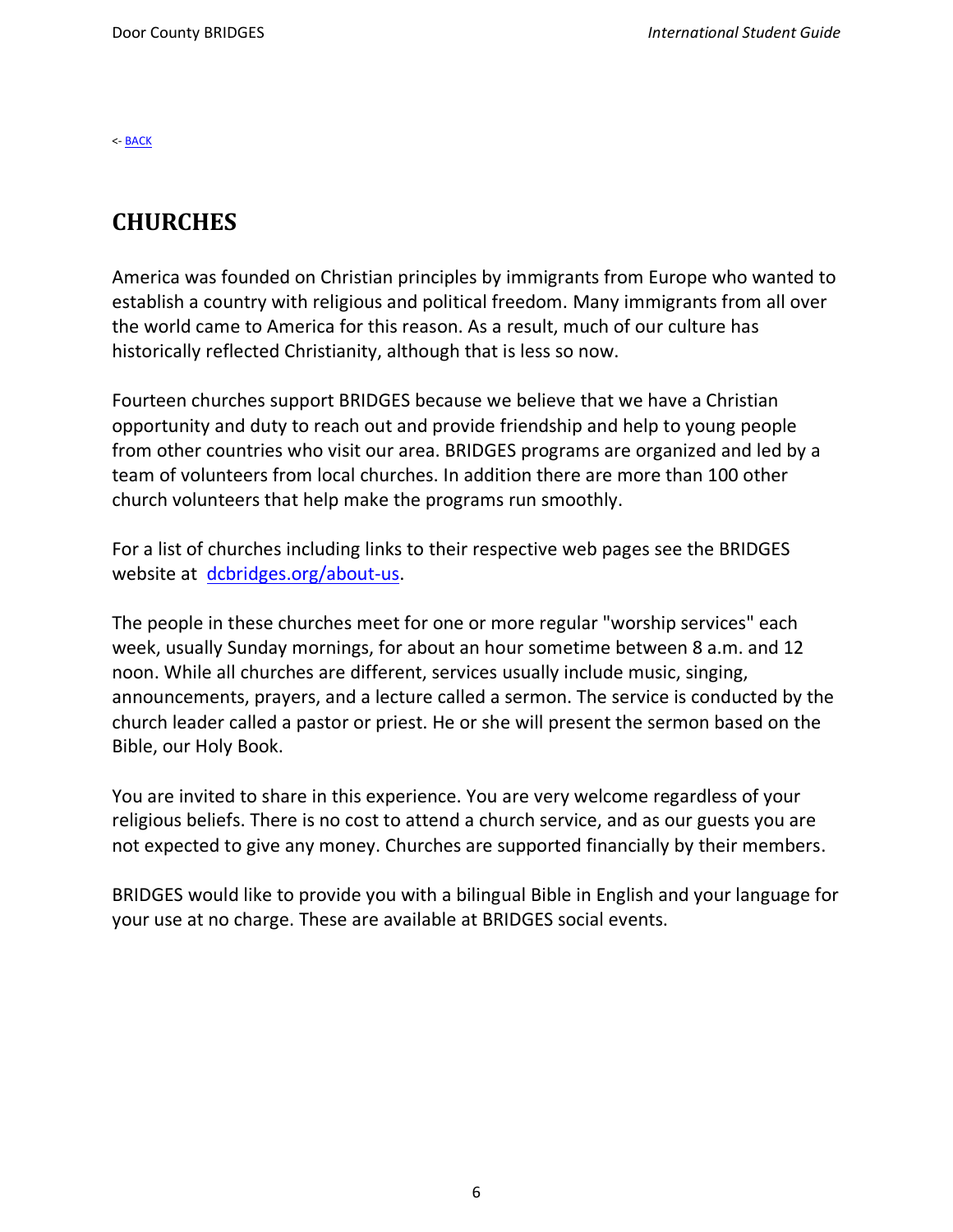<- [BACK]()

## CHURCHES

America was founded on Christian principles by immigrants from Europe who wanted to establish a country with religious and political freedom. Many immigrants from all over the world came to America for this reason. As a result, much of our culture has historically reflected Christianity, although that is less so now.

Fourteen churches support BRIDGES because we believe that we have a Christian opportunity and duty to reach out and provide friendship and help to young people from other countries who visit our area. BRIDGES programs are organized and led by a team of volunteers from local churches. In addition there are more than 100 other church volunteers that help make the programs run smoothly.

For a list of churches including links to their respective web pages see the BRIDGES website at [dcbridges.org/about-us](dcbridges.org/about-us).

The people in these churches meet for one or more regular "worship services" each week, usually Sunday mornings, for about an hour sometime between 8 a.m. and 12 noon. While all churches are different, services usually include music, singing, announcements, prayers, and a lecture called a sermon. The service is conducted by the church leader called a pastor or priest. He or she will present the sermon based on the Bible, our Holy Book.

You are invited to share in this experience. You are very welcome regardless of your religious beliefs. There is no cost to attend a church service, and as our guests you are not expected to give any money. Churches are supported financially by their members.

BRIDGES would like to provide you with a bilingual Bible in English and your language for your use at no charge. These are available at BRIDGES social events.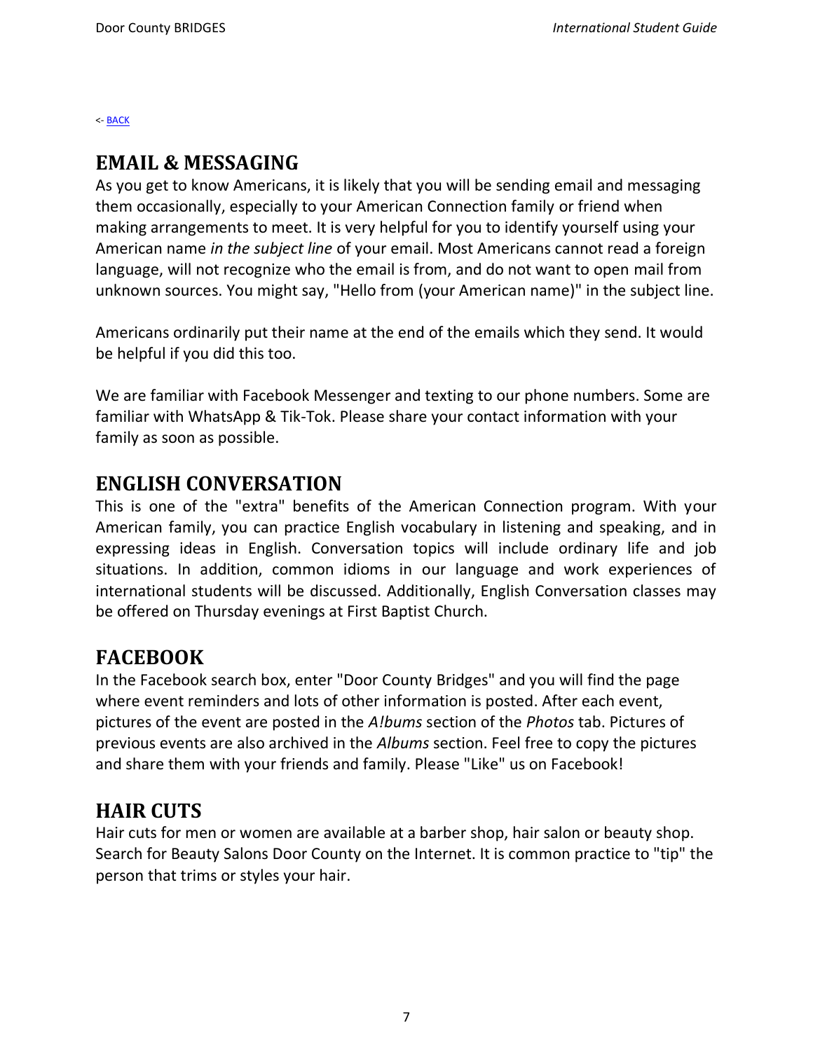<- BACK

## EMAIL & MESSAGING

As you get to know Americans, it is likely that you will be sending email and messaging them occasionally, especially to your American Connection family or friend when making arrangements to meet. It is very helpful for you to identify yourself using your American name *in the subject line* of your email. Most Americans cannot read a foreign language, will not recognize who the email is from, and do not want to open mail from unknown sources. You might say, "Hello from (your American name)" in the subject line.

Americans ordinarily put their name at the end of the emails which they send. It would be helpful if you did this too.

We are familiar with Facebook Messenger and texting to our phone numbers. Some are familiar with WhatsApp & Tik-Tok. Please share your contact information with your family as soon as possible.

## ENGLISH CONVERSATION

This is one of the "extra" benefits of the American Connection program. With your American family, you can practice English vocabulary in listening and speaking, and in expressing ideas in English. Conversation topics will include ordinary life and job situations. In addition, common idioms in our language and work experiences of international students will be discussed. Additionally, English Conversation classes may be offered on Thursday evenings at First Baptist Church.

## FACEBOOK

In the Facebook search box, enter "Door County Bridges" and you will find the page where event reminders and lots of other information is posted. After each event, pictures of the event are posted in the *A!bums* section of the *Photos* tab. Pictures of previous events are also archived in the *Albums* section. Feel free to copy the pictures and share them with your friends and family. Please "Like" us on Facebook!

## HAIR CUTS

Hair cuts for men or women are available at a barber shop, hair salon or beauty shop. Search for Beauty Salons Door County on the Internet. It is common practice to "tip" the person that trims or styles your hair.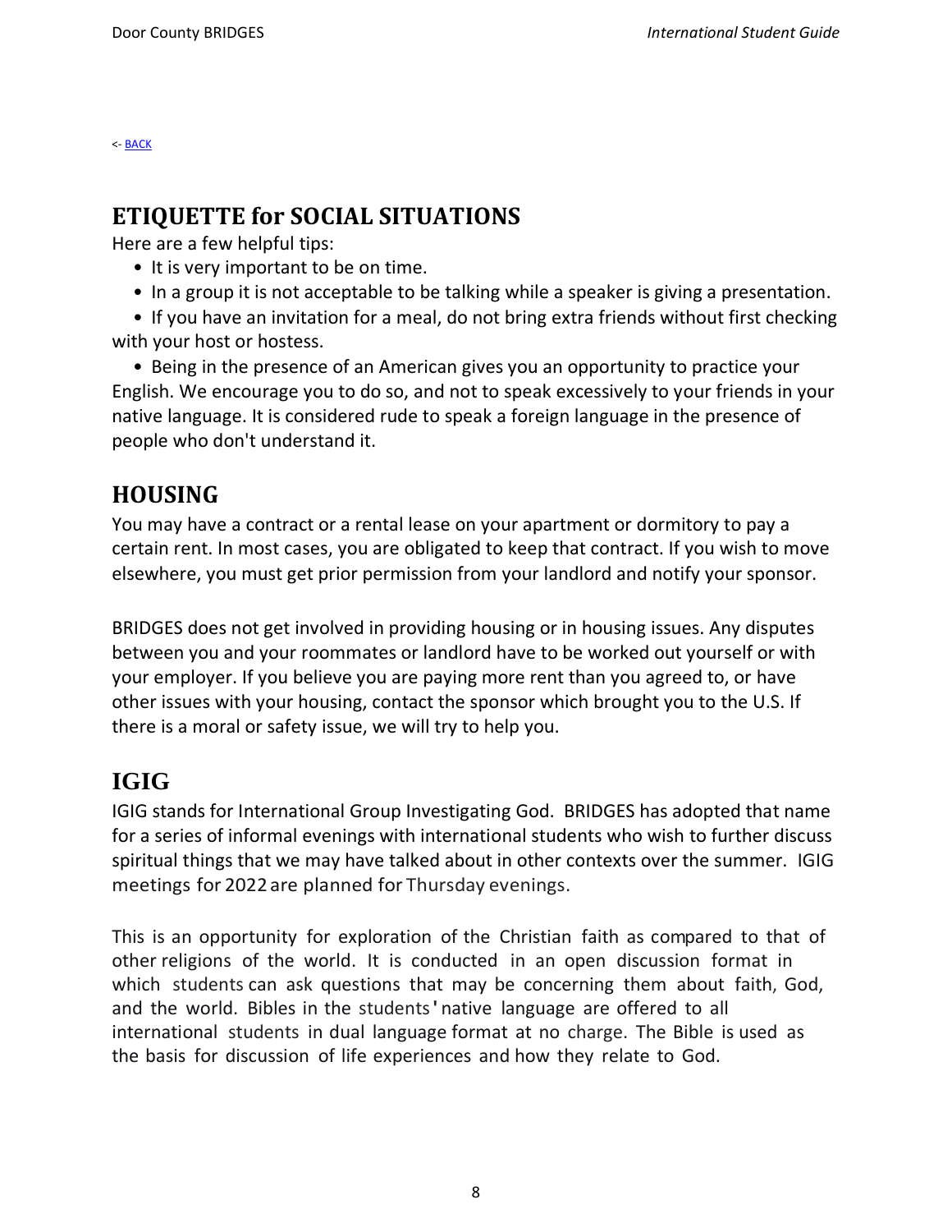<- BACK

## ETIQUETTE for SOCIAL SITUATIONS

Here are a few helpful tips:

- It is very important to be on time.
- In a group it is not acceptable to be talking while a speaker is giving a presentation.
- If you have an invitation for a meal, do not bring extra friends without first checking with your host or hostess.
- Being in the presence of an American gives you an opportunity to practice your English. We encourage you to do so, and not to speak excessively to your friends in your native language. It is considered rude to speak a foreign language in the presence of people who don't understand it.

## HOUSING

You may have a contract or a rental lease on your apartment or dormitory to pay a certain rent. In most cases, you are obligated to keep that contract. If you wish to move elsewhere, you must get prior permission from your landlord and notify your sponsor.

BRIDGES does not get involved in providing housing or in housing issues. Any disputes between you and your roommates or landlord have to be worked out yourself or with your employer. If you believe you are paying more rent than you agreed to, or have other issues with your housing, contact the sponsor which brought you to the U.S. If there is a moral or safety issue, we will try to help you.

## IGIG

IGIG stands for International Group Investigating God. BRIDGES has adopted that name for a series of informal evenings with international students who wish to further discuss spiritual things that we may have talked about in other contexts over the summer. IGIG meetings for 2022 are planned for Thursday evenings.

This is an opportunity for exploration of the Christian faith as compared to that of other religions of the world. It is conducted in an open discussion format in which students can ask questions that may be concerning them about faith, God, and the world. Bibles in the students' native language are offered to all international students in dual language format at no charge. The Bible is used as the basis for discussion of life experiences and how they relate to God.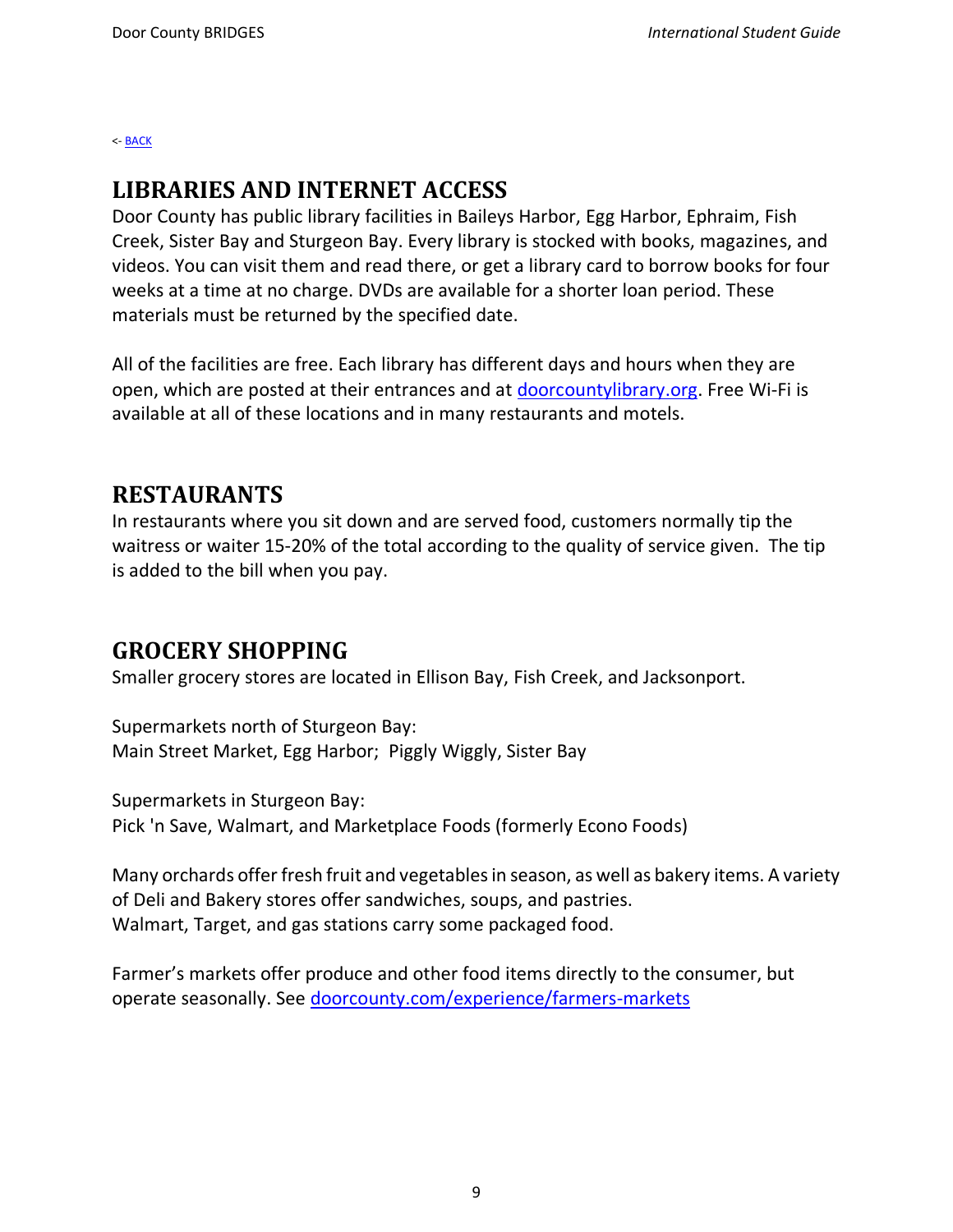<- [BACK]

## LIBRARIES AND INTERNET ACCESS

Door County has public library facilities in Baileys Harbor, Egg Harbor, Ephraim, Fish Creek, Sister Bay and Sturgeon Bay. Every library is stocked with books, magazines, and videos. You can visit them and read there, or get a library card to borrow books for four weeks at a time at no charge. DVDs are available for a shorter loan period. These materials must be returned by the specified date.

All of the facilities are free. Each library has different days and hours when they are open, which are posted at their entrances and at doorcountylibrary.org. Free Wi-Fi is available at all of these locations and in many restaurants and motels.

## RESTAURANTS

In restaurants where you sit down and are served food, customers normally tip the waitress or waiter 15-20% of the total according to the quality of service given. The tip is added to the bill when you pay.

## GROCERY SHOPPING

Smaller grocery stores are located in Ellison Bay, Fish Creek, and Jacksonport.

Supermarkets north of Sturgeon Bay:
Main Street Market, Egg Harbor; Piggly Wiggly, Sister Bay

Supermarkets in Sturgeon Bay:
Pick 'n Save, Walmart, and Marketplace Foods (formerly Econo Foods)

Many orchards offer fresh fruit and vegetables in season, as well as bakery items. A variety of Deli and Bakery stores offer sandwiches, soups, and pastries.
Walmart, Target, and gas stations carry some packaged food.

Farmer's markets offer produce and other food items directly to the consumer, but operate seasonally. See doorcounty.com/experience/farmers-markets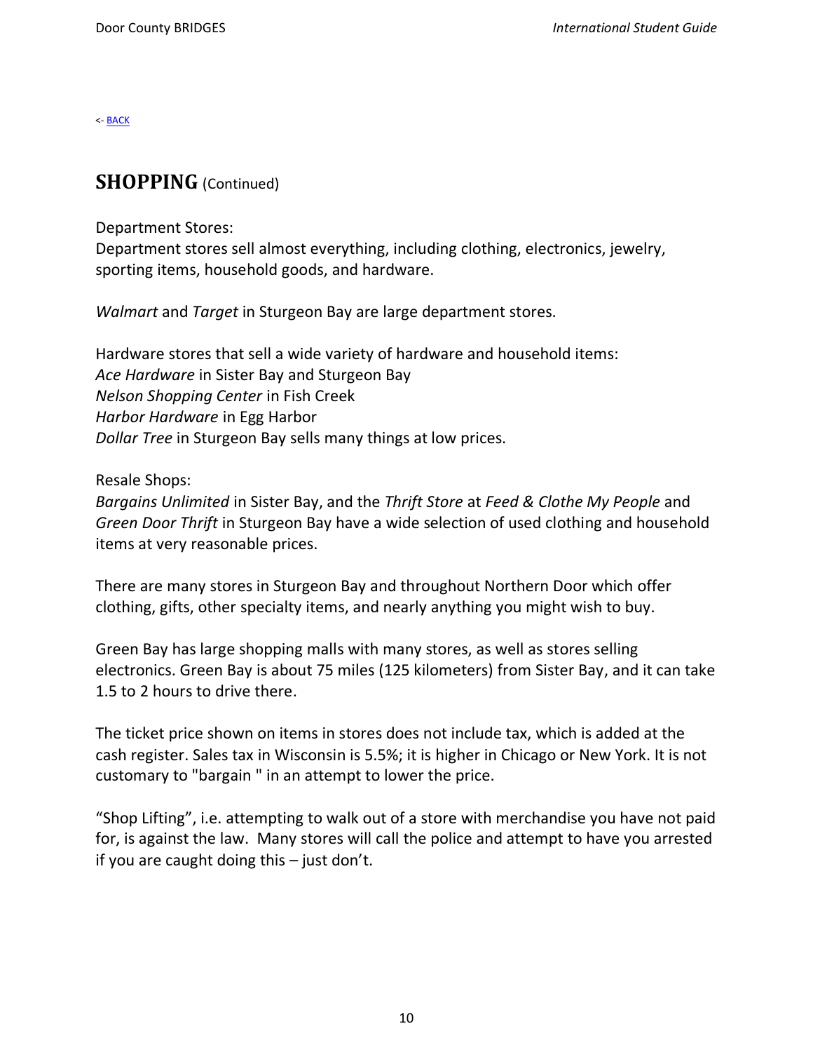<- BACK

## **SHOPPING** (Continued)

Department Stores:
Department stores sell almost everything, including clothing, electronics, jewelry, sporting items, household goods, and hardware.

*Walmart* and *Target* in Sturgeon Bay are large department stores.

Hardware stores that sell a wide variety of hardware and household items:
*Ace Hardware* in Sister Bay and Sturgeon Bay
*Nelson Shopping Center* in Fish Creek
*Harbor Hardware* in Egg Harbor
*Dollar Tree* in Sturgeon Bay sells many things at low prices.

Resale Shops:
*Bargains Unlimited* in Sister Bay, and the *Thrift Store* at *Feed & Clothe My People* and *Green Door Thrift* in Sturgeon Bay have a wide selection of used clothing and household items at very reasonable prices.

There are many stores in Sturgeon Bay and throughout Northern Door which offer clothing, gifts, other specialty items, and nearly anything you might wish to buy.

Green Bay has large shopping malls with many stores, as well as stores selling electronics. Green Bay is about 75 miles (125 kilometers) from Sister Bay, and it can take 1.5 to 2 hours to drive there.

The ticket price shown on items in stores does not include tax, which is added at the cash register. Sales tax in Wisconsin is 5.5%; it is higher in Chicago or New York. It is not customary to "bargain " in an attempt to lower the price.

“Shop Lifting”, i.e. attempting to walk out of a store with merchandise you have not paid for, is against the law. Many stores will call the police and attempt to have you arrested if you are caught doing this – just don’t.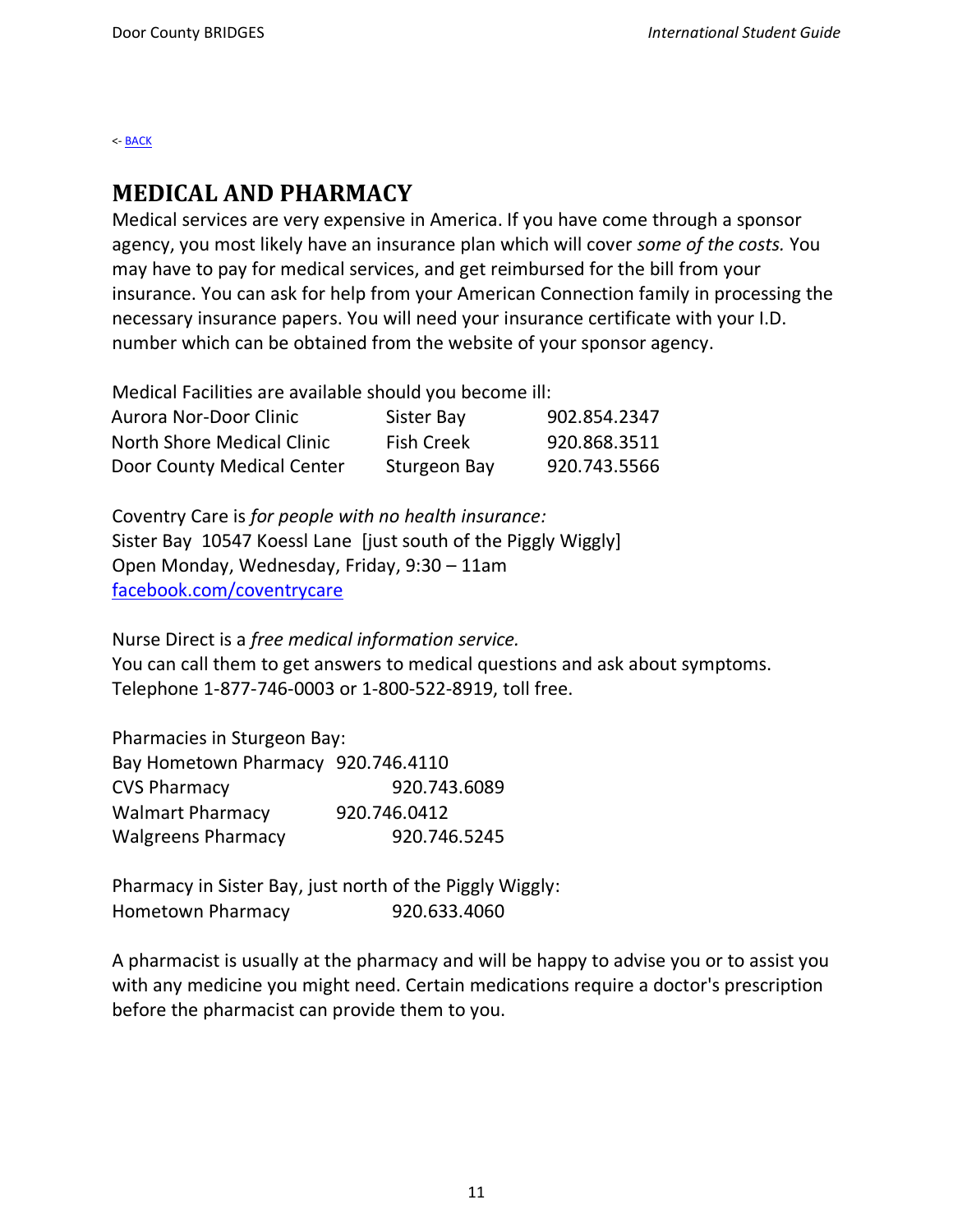<- [BACK]

## MEDICAL AND PHARMACY

Medical services are very expensive in America. If you have come through a sponsor agency, you most likely have an insurance plan which will cover *some of the costs.* You may have to pay for medical services, and get reimbursed for the bill from your insurance. You can ask for help from your American Connection family in processing the necessary insurance papers. You will need your insurance certificate with your I.D. number which can be obtained from the website of your sponsor agency.

Medical Facilities are available should you become ill:

| | | |
|---|---|---|
| Aurora Nor-Door Clinic | Sister Bay | 902.854.2347 |
| North Shore Medical Clinic | Fish Creek | 920.868.3511 |
| Door County Medical Center | Sturgeon Bay | 920.743.5566 |

Coventry Care is *for people with no health insurance:*
Sister Bay 10547 Koessl Lane [just south of the Piggly Wiggly]
Open Monday, Wednesday, Friday, 9:30 – 11am
facebook.com/coventrycare

Nurse Direct is a *free medical information service.*
You can call them to get answers to medical questions and ask about symptoms.
Telephone 1-877-746-0003 or 1-800-522-8919, toll free.

Pharmacies in Sturgeon Bay:

| | |
|---|---|
| Bay Hometown Pharmacy | 920.746.4110 |
| CVS Pharmacy | 920.743.6089 |
| Walmart Pharmacy | 920.746.0412 |
| Walgreens Pharmacy | 920.746.5245 |

Pharmacy in Sister Bay, just north of the Piggly Wiggly:
Hometown Pharmacy 920.633.4060

A pharmacist is usually at the pharmacy and will be happy to advise you or to assist you with any medicine you might need. Certain medications require a doctor's prescription before the pharmacist can provide them to you.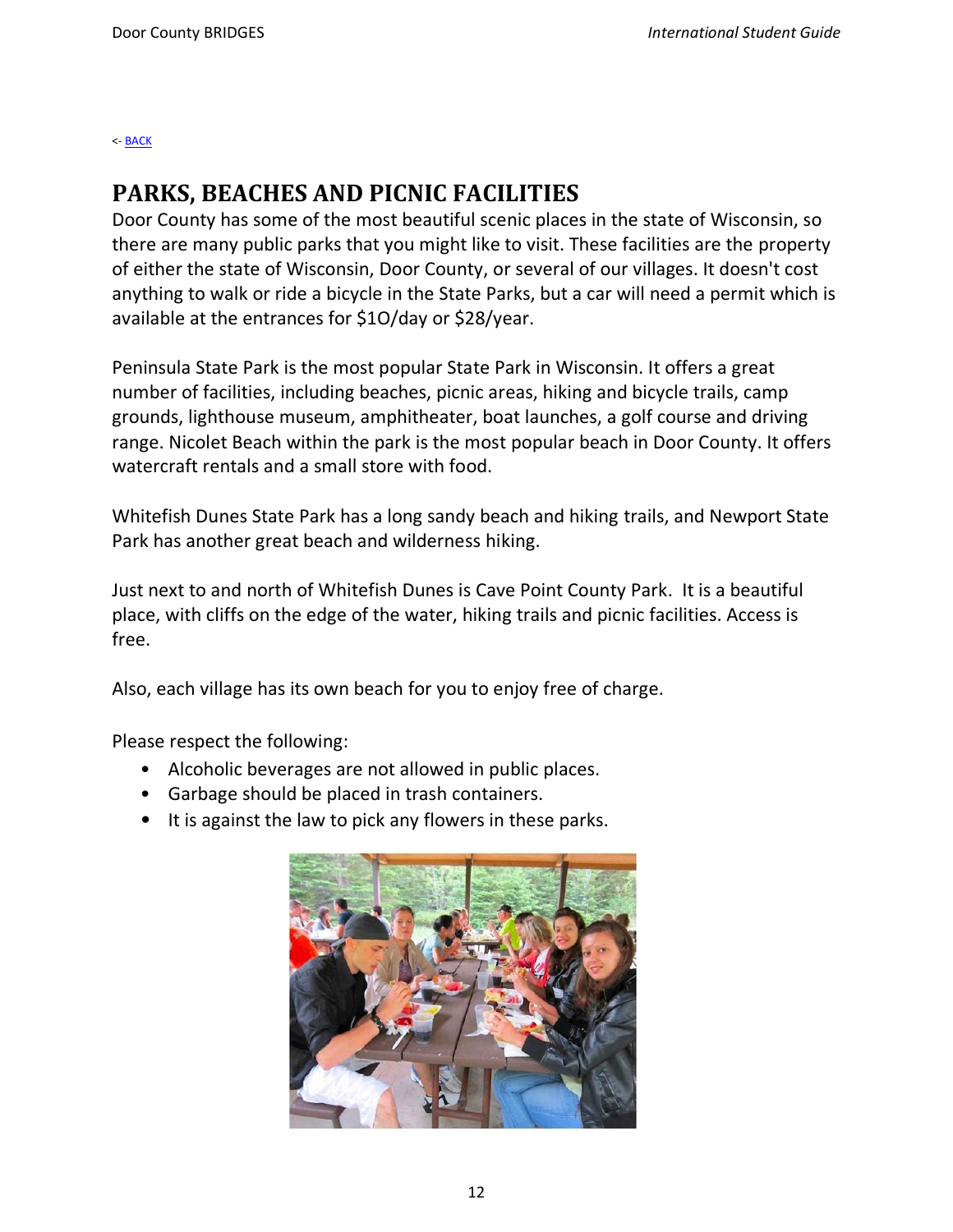<- [BACK]

# PARKS, BEACHES AND PICNIC FACILITIES

Door County has some of the most beautiful scenic places in the state of Wisconsin, so there are many public parks that you might like to visit. These facilities are the property of either the state of Wisconsin, Door County, or several of our villages. It doesn't cost anything to walk or ride a bicycle in the State Parks, but a car will need a permit which is available at the entrances for $1O/day or $28/year.

Peninsula State Park is the most popular State Park in Wisconsin. It offers a great number of facilities, including beaches, picnic areas, hiking and bicycle trails, camp grounds, lighthouse museum, amphitheater, boat launches, a golf course and driving range. Nicolet Beach within the park is the most popular beach in Door County. It offers watercraft rentals and a small store with food.

Whitefish Dunes State Park has a long sandy beach and hiking trails, and Newport State Park has another great beach and wilderness hiking.

Just next to and north of Whitefish Dunes is Cave Point County Park. It is a beautiful place, with cliffs on the edge of the water, hiking trails and picnic facilities. Access is free.

Also, each village has its own beach for you to enjoy free of charge.

Please respect the following:

- Alcoholic beverages are not allowed in public places.
- Garbage should be placed in trash containers.
- It is against the law to pick any flowers in these parks.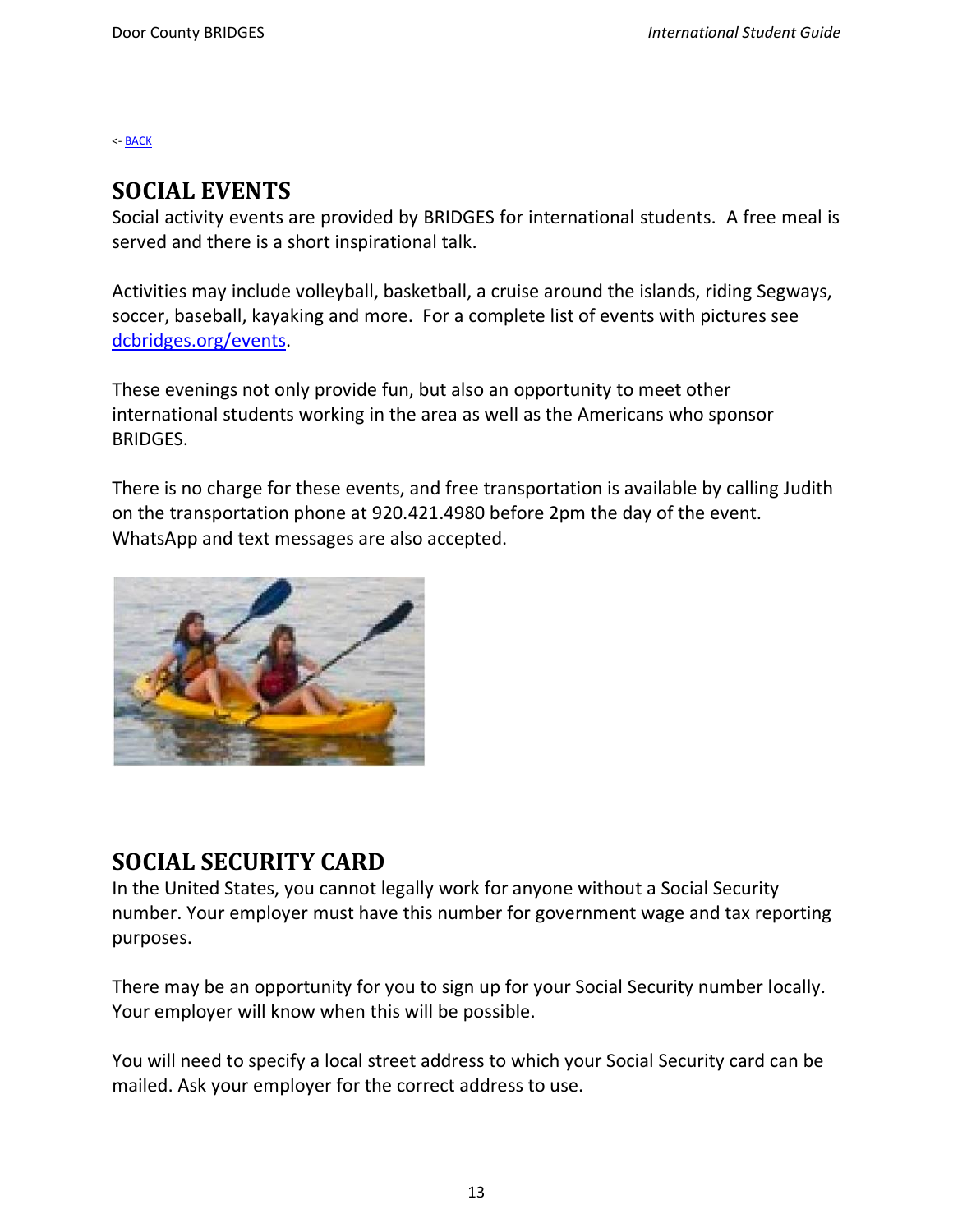<- [BACK]

## SOCIAL EVENTS

Social activity events are provided by BRIDGES for international students. A free meal is served and there is a short inspirational talk.

Activities may include volleyball, basketball, a cruise around the islands, riding Segways, soccer, baseball, kayaking and more. For a complete list of events with pictures see [dcbridges.org/events](dcbridges.org/events).

These evenings not only provide fun, but also an opportunity to meet other international students working in the area as well as the Americans who sponsor BRIDGES.

There is no charge for these events, and free transportation is available by calling Judith on the transportation phone at 920.421.4980 before 2pm the day of the event. WhatsApp and text messages are also accepted.

## SOCIAL SECURITY CARD

In the United States, you cannot legally work for anyone without a Social Security number. Your employer must have this number for government wage and tax reporting purposes.

There may be an opportunity for you to sign up for your Social Security number locally. Your employer will know when this will be possible.

You will need to specify a local street address to which your Social Security card can be mailed. Ask your employer for the correct address to use.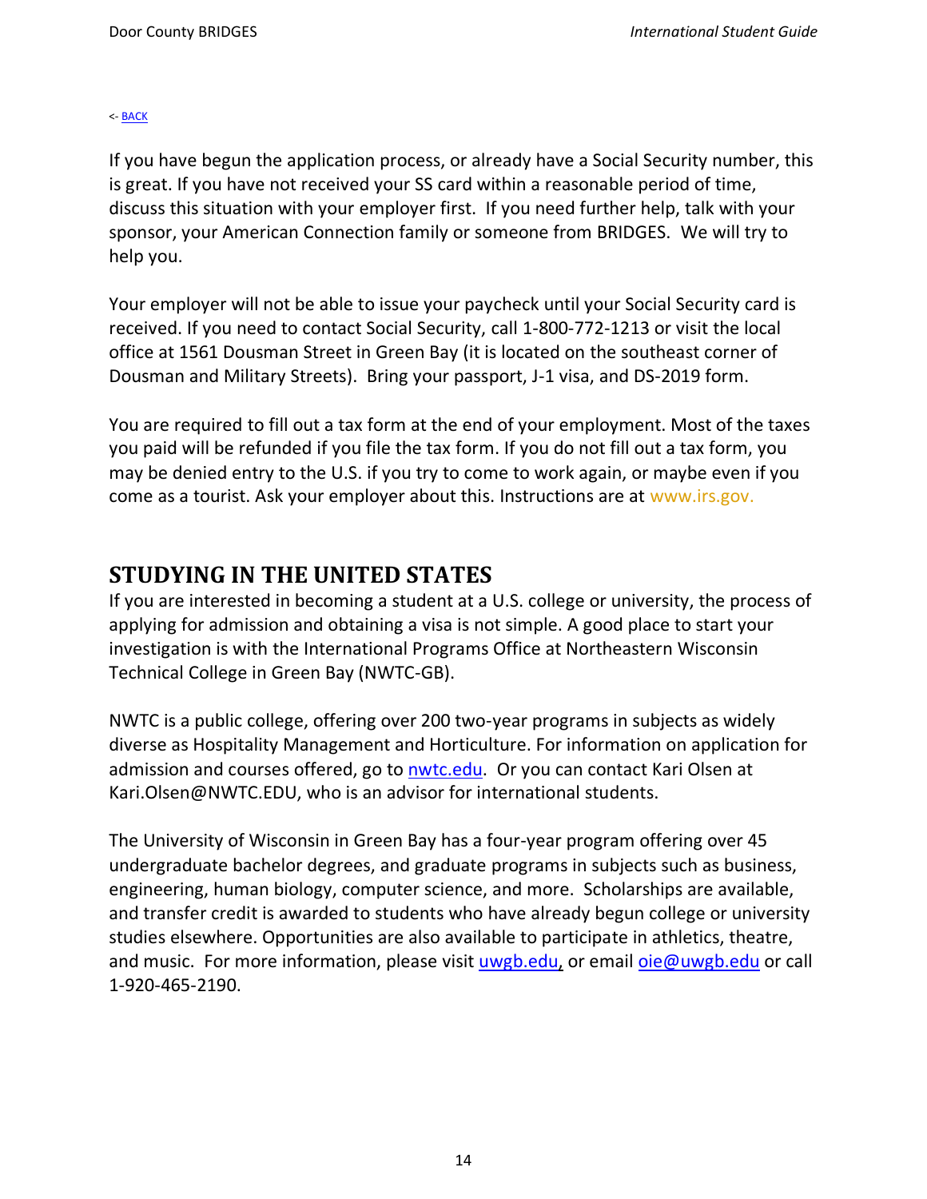<- [BACK]

If you have begun the application process, or already have a Social Security number, this is great. If you have not received your SS card within a reasonable period of time, discuss this situation with your employer first. If you need further help, talk with your sponsor, your American Connection family or someone from BRIDGES. We will try to help you.

Your employer will not be able to issue your paycheck until your Social Security card is received. If you need to contact Social Security, call 1-800-772-1213 or visit the local office at 1561 Dousman Street in Green Bay (it is located on the southeast corner of Dousman and Military Streets). Bring your passport, J-1 visa, and DS-2019 form.

You are required to fill out a tax form at the end of your employment. Most of the taxes you paid will be refunded if you file the tax form. If you do not fill out a tax form, you may be denied entry to the U.S. if you try to come to work again, or maybe even if you come as a tourist. Ask your employer about this. Instructions are at www.irs.gov.

## STUDYING IN THE UNITED STATES

If you are interested in becoming a student at a U.S. college or university, the process of applying for admission and obtaining a visa is not simple. A good place to start your investigation is with the International Programs Office at Northeastern Wisconsin Technical College in Green Bay (NWTC-GB).

NWTC is a public college, offering over 200 two-year programs in subjects as widely diverse as Hospitality Management and Horticulture. For information on application for admission and courses offered, go to nwtc.edu. Or you can contact Kari Olsen at Kari.Olsen@NWTC.EDU, who is an advisor for international students.

The University of Wisconsin in Green Bay has a four-year program offering over 45 undergraduate bachelor degrees, and graduate programs in subjects such as business, engineering, human biology, computer science, and more. Scholarships are available, and transfer credit is awarded to students who have already begun college or university studies elsewhere. Opportunities are also available to participate in athletics, theatre, and music. For more information, please visit uwgb.edu, or email oie@uwgb.edu or call 1-920-465-2190.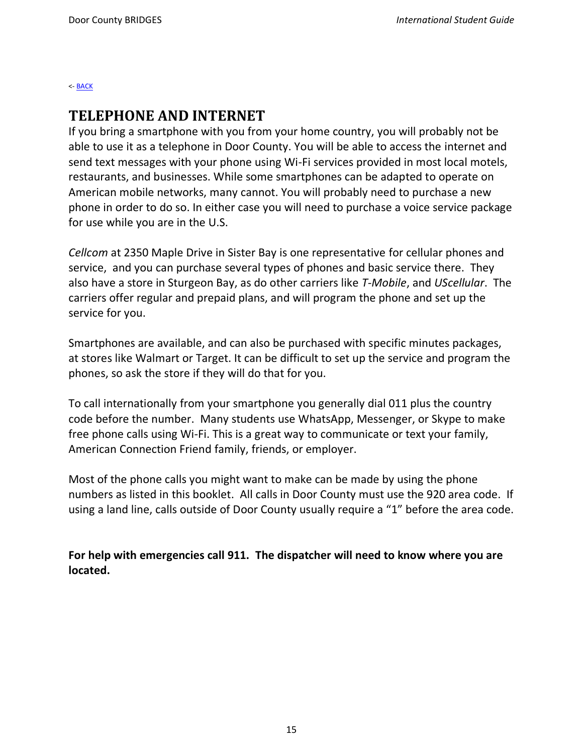<- [BACK]

# TELEPHONE AND INTERNET

If you bring a smartphone with you from your home country, you will probably not be able to use it as a telephone in Door County. You will be able to access the internet and send text messages with your phone using Wi-Fi services provided in most local motels, restaurants, and businesses. While some smartphones can be adapted to operate on American mobile networks, many cannot. You will probably need to purchase a new phone in order to do so. In either case you will need to purchase a voice service package for use while you are in the U.S.

*Cellcom* at 2350 Maple Drive in Sister Bay is one representative for cellular phones and service, and you can purchase several types of phones and basic service there. They also have a store in Sturgeon Bay, as do other carriers like *T-Mobile*, and *UScellular*. The carriers offer regular and prepaid plans, and will program the phone and set up the service for you.

Smartphones are available, and can also be purchased with specific minutes packages, at stores like Walmart or Target. It can be difficult to set up the service and program the phones, so ask the store if they will do that for you.

To call internationally from your smartphone you generally dial 011 plus the country code before the number. Many students use WhatsApp, Messenger, or Skype to make free phone calls using Wi-Fi. This is a great way to communicate or text your family, American Connection Friend family, friends, or employer.

Most of the phone calls you might want to make can be made by using the phone numbers as listed in this booklet. All calls in Door County must use the 920 area code. If using a land line, calls outside of Door County usually require a "1" before the area code.

**For help with emergencies call 911. The dispatcher will need to know where you are located.**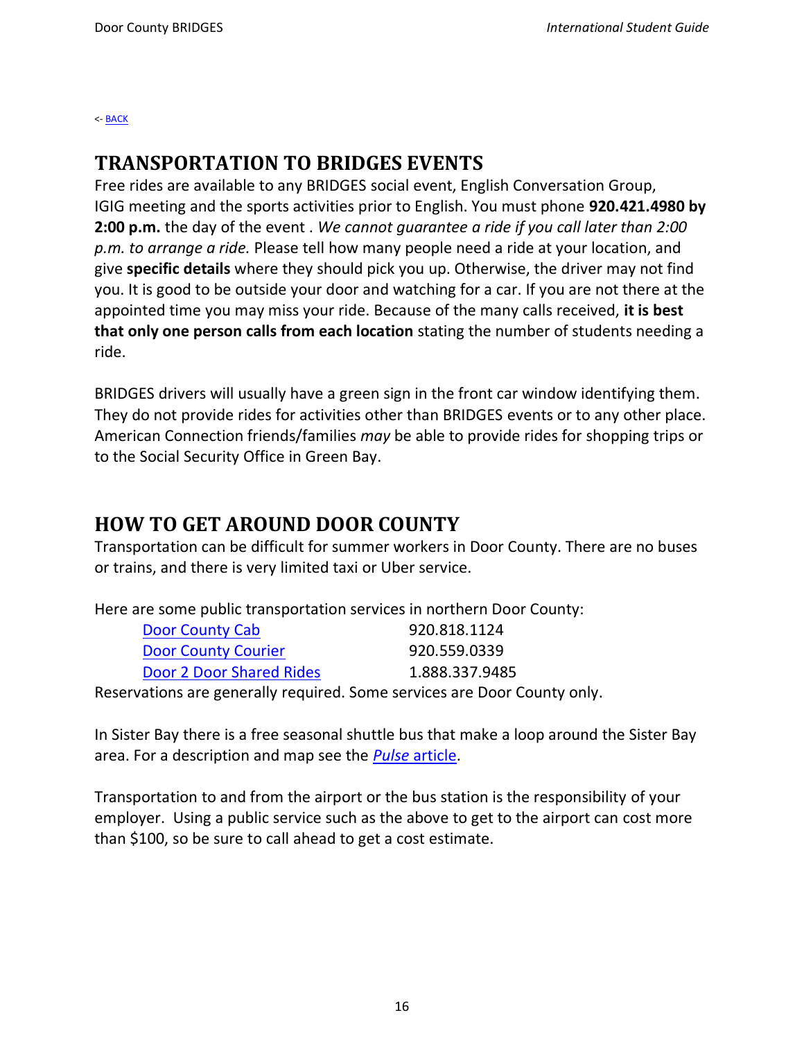<- BACK

## TRANSPORTATION TO BRIDGES EVENTS

Free rides are available to any BRIDGES social event, English Conversation Group, IGIG meeting and the sports activities prior to English. You must phone **920.421.4980 by 2:00 p.m.** the day of the event . *We cannot guarantee a ride if you call later than 2:00 p.m. to arrange a ride.* Please tell how many people need a ride at your location, and give **specific details** where they should pick you up. Otherwise, the driver may not find you. It is good to be outside your door and watching for a car. If you are not there at the appointed time you may miss your ride. Because of the many calls received, **it is best that only one person calls from each location** stating the number of students needing a ride.

BRIDGES drivers will usually have a green sign in the front car window identifying them. They do not provide rides for activities other than BRIDGES events or to any other place. American Connection friends/families *may* be able to provide rides for shopping trips or to the Social Security Office in Green Bay.

## HOW TO GET AROUND DOOR COUNTY

Transportation can be difficult for summer workers in Door County. There are no buses or trains, and there is very limited taxi or Uber service.

Here are some public transportation services in northern Door County:

| | |
|---|---|
| Door County Cab | 920.818.1124 |
| Door County Courier | 920.559.0339 |
| Door 2 Door Shared Rides | 1.888.337.9485 |

Reservations are generally required. Some services are Door County only.

In Sister Bay there is a free seasonal shuttle bus that make a loop around the Sister Bay area. For a description and map see the *Pulse* article.

Transportation to and from the airport or the bus station is the responsibility of your employer. Using a public service such as the above to get to the airport can cost more than $100, so be sure to call ahead to get a cost estimate.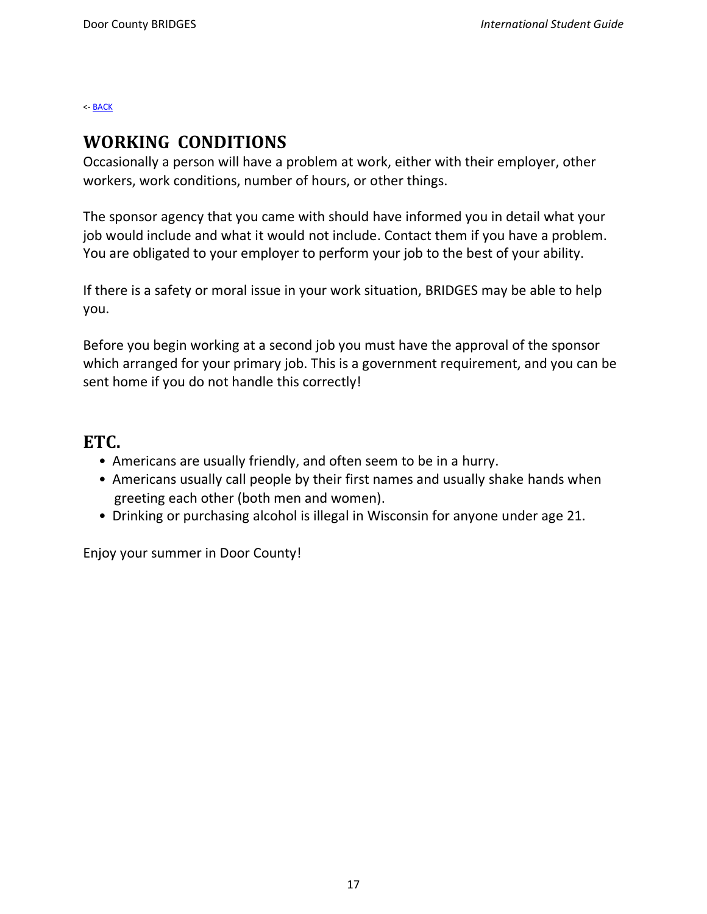<- [BACK]

## WORKING CONDITIONS

Occasionally a person will have a problem at work, either with their employer, other workers, work conditions, number of hours, or other things.

The sponsor agency that you came with should have informed you in detail what your job would include and what it would not include. Contact them if you have a problem. You are obligated to your employer to perform your job to the best of your ability.

If there is a safety or moral issue in your work situation, BRIDGES may be able to help you.

Before you begin working at a second job you must have the approval of the sponsor which arranged for your primary job. This is a government requirement, and you can be sent home if you do not handle this correctly!

## ETC.

- Americans are usually friendly, and often seem to be in a hurry.
- Americans usually call people by their first names and usually shake hands when greeting each other (both men and women).
- Drinking or purchasing alcohol is illegal in Wisconsin for anyone under age 21.

Enjoy your summer in Door County!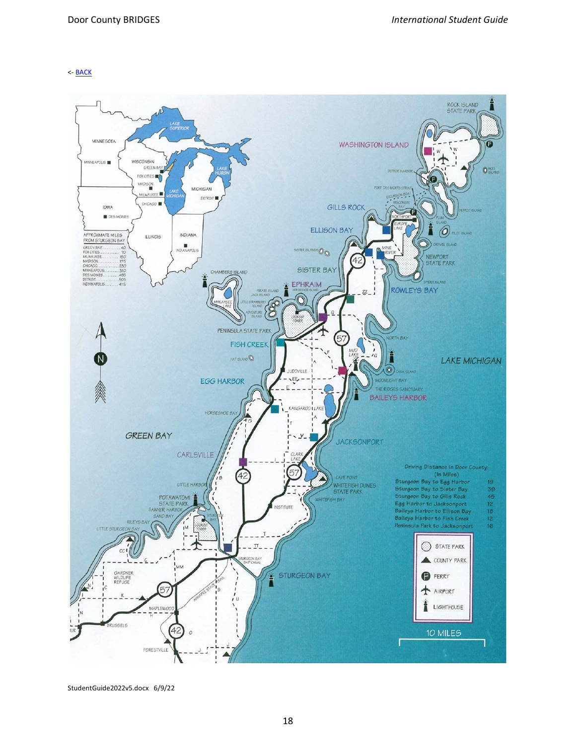<- BACK

Door County map

APPROXIMATE MILES FROM STURGEON BAY
GREEN BAY.........40
FOX CITIES.........70
MILWAUKEE.........150
MADISON.........175
CHICAGO.........230
MINNEAPOLIS.........310
DES MOINES.........455
DETROIT.........505
INDIANAPOLIS.........415

Driving Distance In Door County: (In Miles)
Sturgeon Bay to Egg Harbor 19
Sturgeon Bay to Sister Bay 39
Sturgeon Bay to Gills Rock 45
Egg Harbor to Jacksonport 12
Baileys Harbor to Ellison Bay 18
Baileys Harbor to Fish Creek 12
Peninsula Park to Jacksonport 16

STATE PARK
COUNTY PARK
FERRY
AIRPORT
LIGHTHOUSE

10 MILES